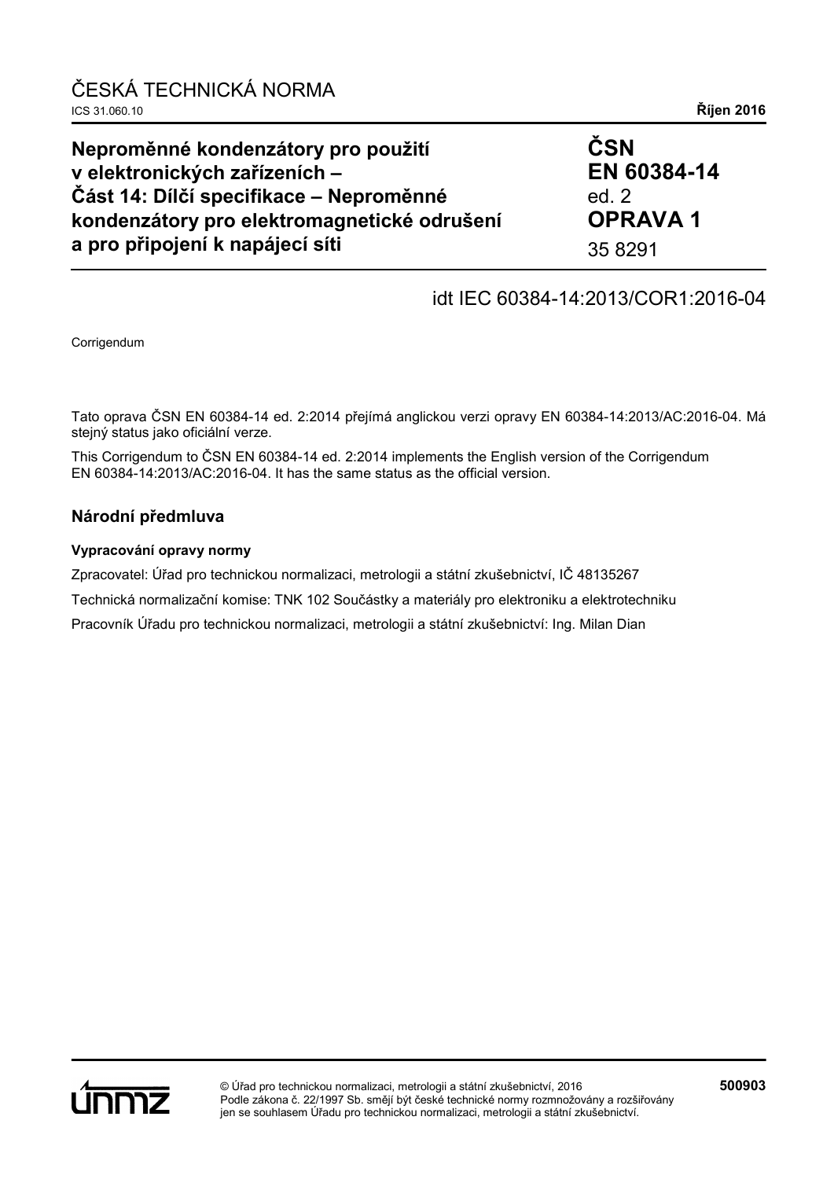ČESKÁ TECHNICKÁ NORMA

ICS 31.060.10 **Říjen 2016**

# Neproměnné kondenzátory pro použití v elektronických zařízeních – Část 14: Dílčí specifikace – Neproměnné kondenzátory pro elektromagnetické odrušení a pro připojení k napájecí síti

**ČSN EN 60384-14** ed. 2 **OPRAVA 1** 35 8291

idt IEC 60384-14:2013/COR1:2016-04

Corrigendum

Tato oprava ČSN EN 60384-14 ed. 2:2014 přejímá anglickou verzi opravy EN 60384-14:2013/AC:2016-04. Má stejný status jako oficiální verze.

This Corrigendum to ČSN EN 60384-14 ed. 2:2014 implements the English version of the Corrigendum EN 60384-14:2013/AC:2016-04. It has the same status as the official version.

## Národní předmluva

### Vypracování opravy normy

Zpracovatel: Úřad pro technickou normalizaci, metrologii a státní zkušebnictví, IČ 48135267

Technická normalizační komise: TNK 102 Součástky a materiály pro elektroniku a elektrotechniku

Pracovník Úřadu pro technickou normalizaci, metrologii a státní zkušebnictví: Ing. Milan Dian

© Úřad pro technickou normalizaci, metrologii a státní zkušebnictví, 2016
Podle zákona č. 22/1997 Sb. smějí být české technické normy rozmnožovány a rozšiřovány jen se souhlasem Úřadu pro technickou normalizaci, metrologii a státní zkušebnictví.

**500903**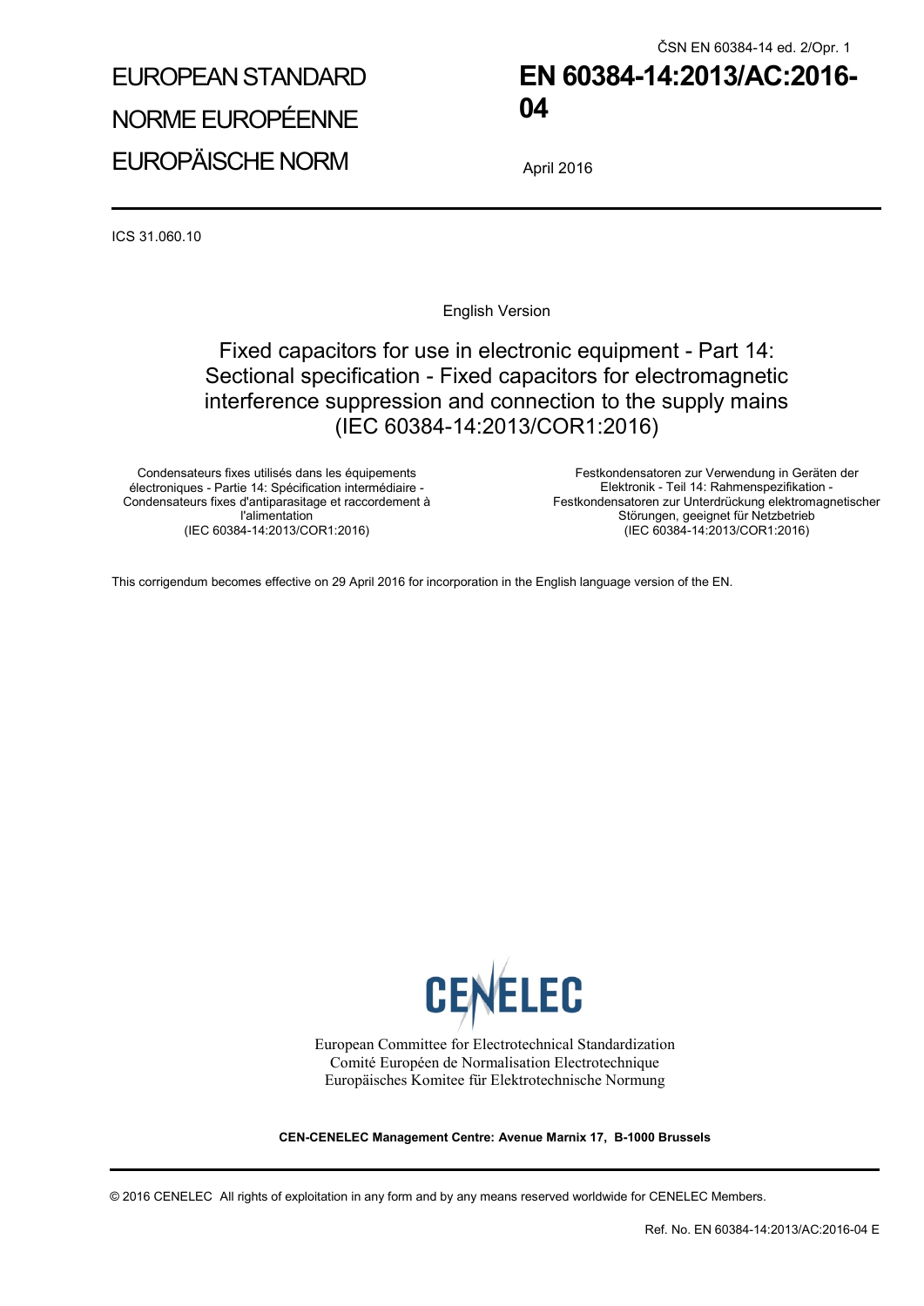ČSN EN 60384-14 ed. 2/Opr. 1

EUROPEAN STANDARD

NORME EUROPÉENNE

EUROPÄISCHE NORM

# EN 60384-14:2013/AC:2016-04

April 2016

ICS 31.060.10

English Version

## Fixed capacitors for use in electronic equipment - Part 14: Sectional specification - Fixed capacitors for electromagnetic interference suppression and connection to the supply mains (IEC 60384-14:2013/COR1:2016)

Condensateurs fixes utilisés dans les équipements électroniques - Partie 14: Spécification intermédiaire - Condensateurs fixes d'antiparasitage et raccordement à l'alimentation
(IEC 60384-14:2013/COR1:2016)

Festkondensatoren zur Verwendung in Geräten der Elektronik - Teil 14: Rahmenspezifikation - Festkondensatoren zur Unterdrückung elektromagnetischer Störungen, geeignet für Netzbetrieb
(IEC 60384-14:2013/COR1:2016)

This corrigendum becomes effective on 29 April 2016 for incorporation in the English language version of the EN.

CENELEC

European Committee for Electrotechnical Standardization
Comité Européen de Normalisation Electrotechnique
Europäisches Komitee für Elektrotechnische Normung

**CEN-CENELEC Management Centre: Avenue Marnix 17, B-1000 Brussels**

© 2016 CENELEC All rights of exploitation in any form and by any means reserved worldwide for CENELEC Members.

Ref. No. EN 60384-14:2013/AC:2016-04 E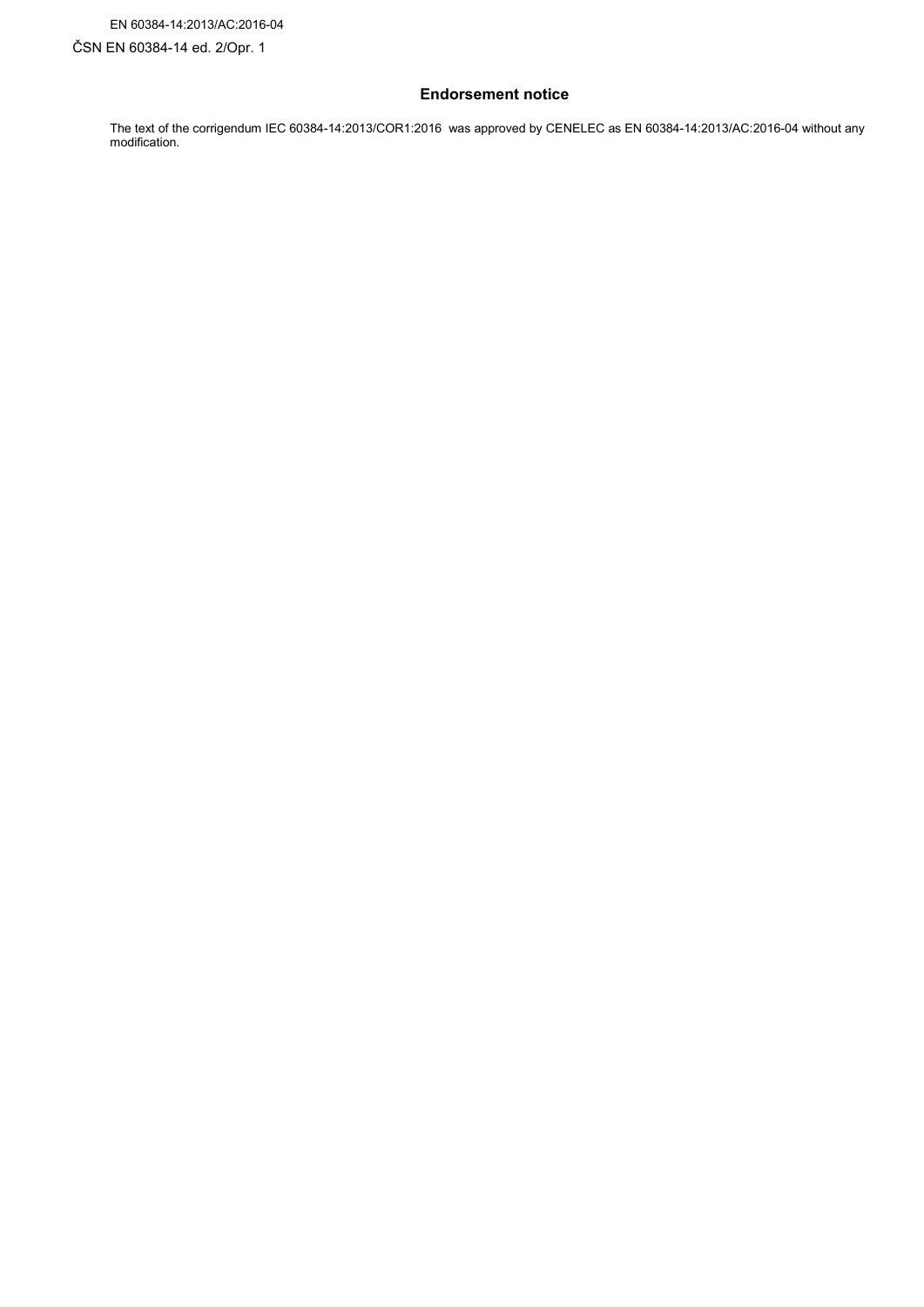## Endorsement notice

The text of the corrigendum IEC 60384-14:2013/COR1:2016 was approved by CENELEC as EN 60384-14:2013/AC:2016-04 without any modification.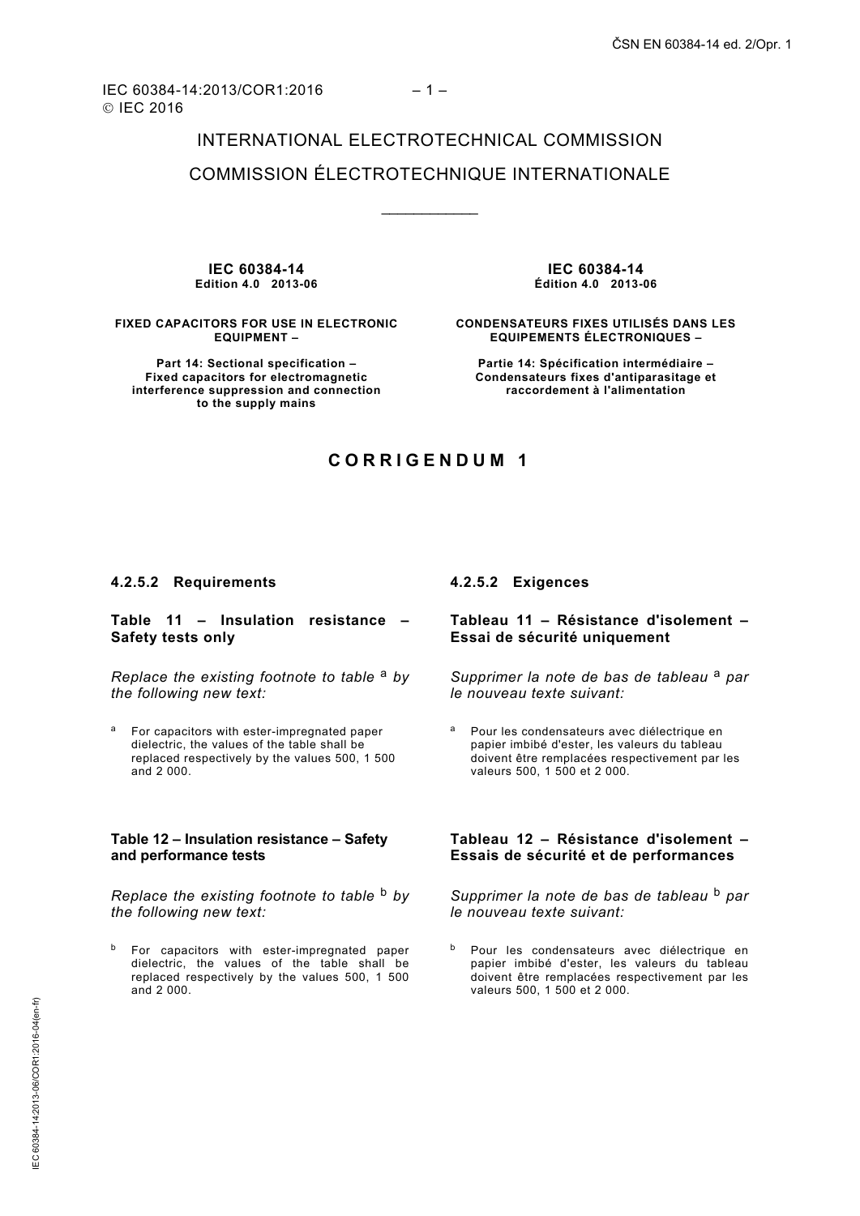INTERNATIONAL ELECTROTECHNICAL COMMISSION

COMMISSION ÉLECTROTECHNIQUE INTERNATIONALE

**IEC 60384-14**
**Edition 4.0 2013-06**

**FIXED CAPACITORS FOR USE IN ELECTRONIC EQUIPMENT –**

**Part 14: Sectional specification – Fixed capacitors for electromagnetic interference suppression and connection to the supply mains**

**IEC 60384-14**
**Édition 4.0 2013-06**

**CONDENSATEURS FIXES UTILISÉS DANS LES EQUIPEMENTS ÉLECTRONIQUES –**

**Partie 14: Spécification intermédiaire – Condensateurs fixes d'antiparasitage et raccordement à l'alimentation**

# CORRIGENDUM 1

### 4.2.5.2 Requirements

**Table 11 – Insulation resistance – Safety tests only**

*Replace the existing footnote to table [a] by the following new text:*

[a] For capacitors with ester-impregnated paper dielectric, the values of the table shall be replaced respectively by the values 500, 1 500 and 2 000.

**Table 12 – Insulation resistance – Safety and performance tests**

*Replace the existing footnote to table [b] by the following new text:*

[b] For capacitors with ester-impregnated paper dielectric, the values of the table shall be replaced respectively by the values 500, 1 500 and 2 000.

### 4.2.5.2 Exigences

**Tableau 11 – Résistance d'isolement – Essai de sécurité uniquement**

*Supprimer la note de bas de tableau [a] par le nouveau texte suivant:*

[a] Pour les condensateurs avec diélectrique en papier imbibé d'ester, les valeurs du tableau doivent être remplacées respectivement par les valeurs 500, 1 500 et 2 000.

**Tableau 12 – Résistance d'isolement – Essais de sécurité et de performances**

*Supprimer la note de bas de tableau [b] par le nouveau texte suivant:*

[b] Pour les condensateurs avec diélectrique en papier imbibé d'ester, les valeurs du tableau doivent être remplacées respectivement par les valeurs 500, 1 500 et 2 000.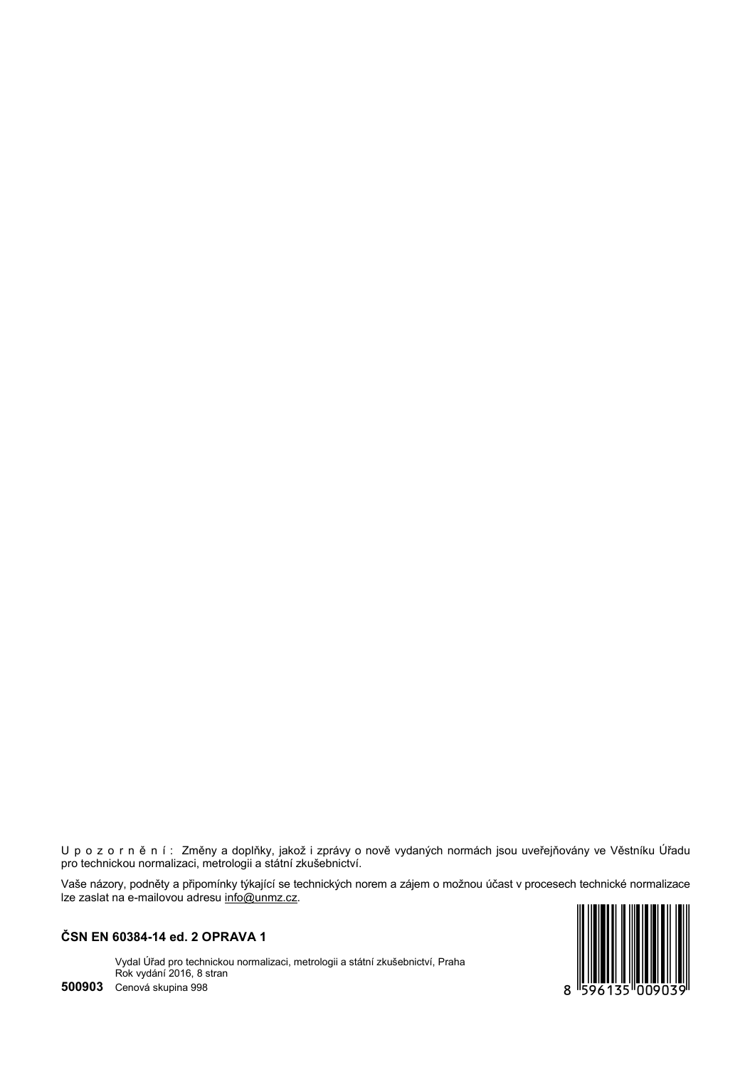U p o z o r n ě n í : Změny a doplňky, jakož i zprávy o nově vydaných normách jsou uveřejňovány ve Věstníku Úřadu pro technickou normalizaci, metrologii a státní zkušebnictví.

Vaše názory, podněty a připomínky týkající se technických norem a zájem o možnou účast v procesech technické normalizace lze zaslat na e-mailovou adresu info@unmz.cz.

**ČSN EN 60384-14 ed. 2 OPRAVA 1**

Vydal Úřad pro technickou normalizaci, metrologii a státní zkušebnictví, Praha
Rok vydání 2016, 8 stran

**500903** Cenová skupina 998

8 596135 009039